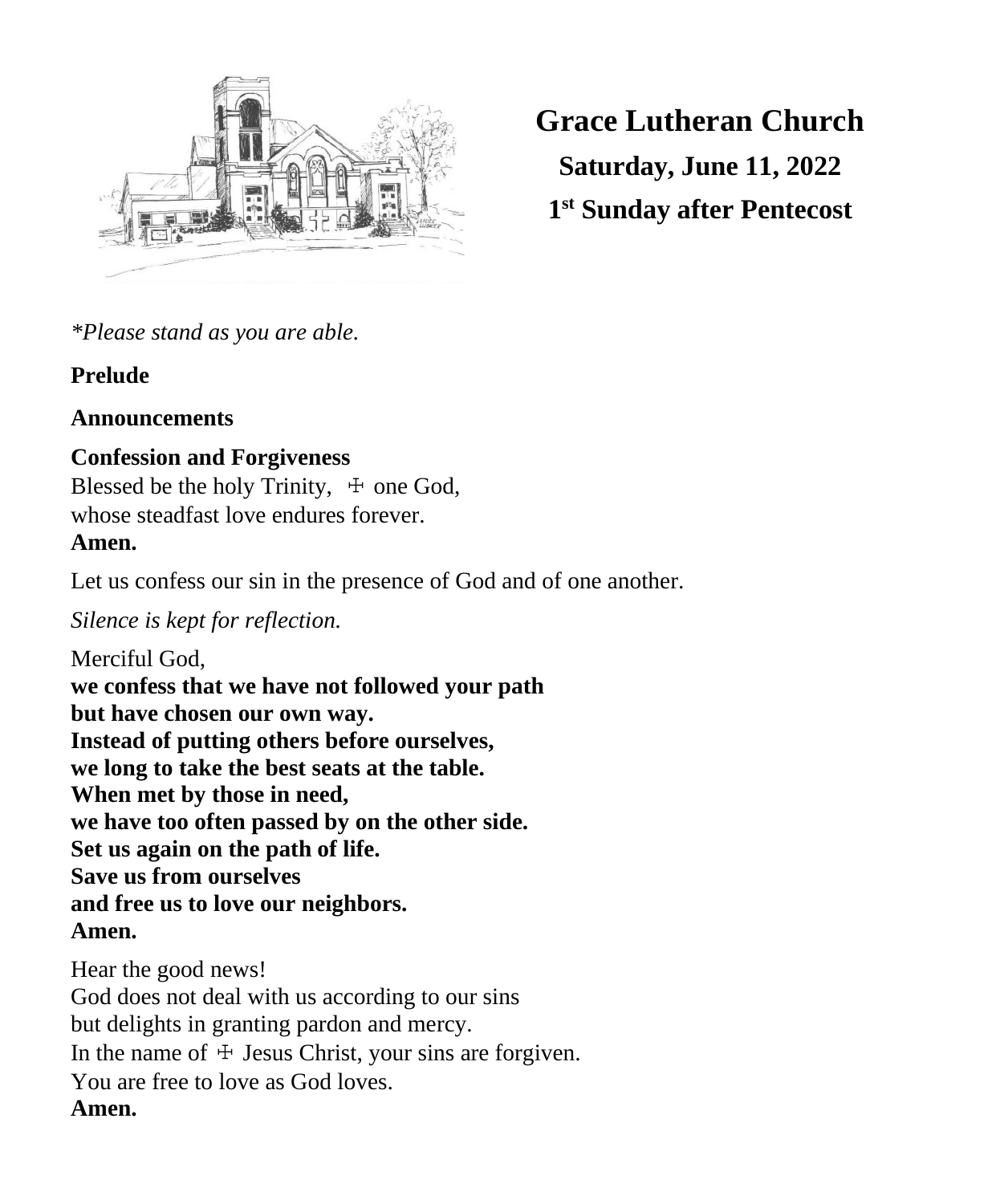# Grace Lutheran Church

## Saturday, June 11, 2022

## 1st Sunday after Pentecost

*\*Please stand as you are able.*

**Prelude**

**Announcements**

**Confession and Forgiveness**
Blessed be the holy Trinity, ☩ one God,
whose steadfast love endures forever.
**Amen.**

Let us confess our sin in the presence of God and of one another.

*Silence is kept for reflection.*

Merciful God,
**we confess that we have not followed your path**
**but have chosen our own way.**
**Instead of putting others before ourselves,**
**we long to take the best seats at the table.**
**When met by those in need,**
**we have too often passed by on the other side.**
**Set us again on the path of life.**
**Save us from ourselves**
**and free us to love our neighbors.**
**Amen.**

Hear the good news!
God does not deal with us according to our sins
but delights in granting pardon and mercy.
In the name of ☩ Jesus Christ, your sins are forgiven.
You are free to love as God loves.
**Amen.**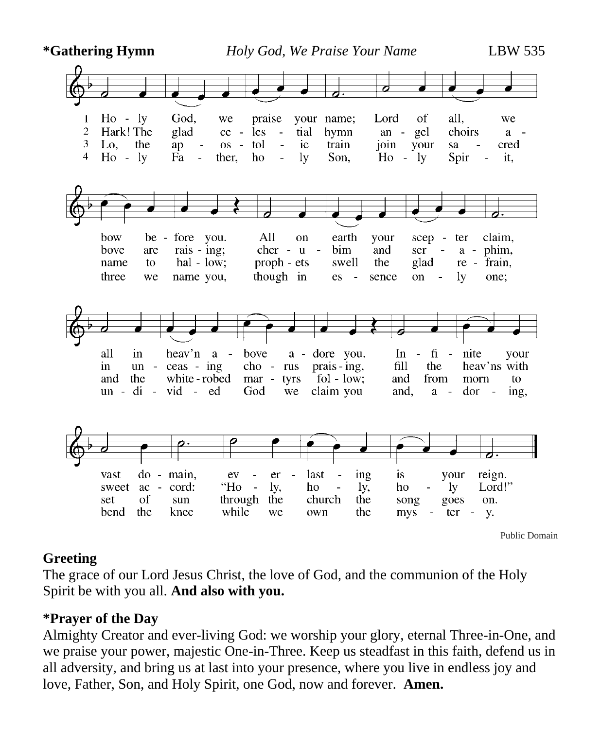**\*Gathering Hymn** *Holy God, We Praise Your Name* LBW 535

1 Ho - ly God, we praise your name; Lord of all, we bow be - fore you. All on earth your scep - ter claim, all in heav'n a - bove a - dore you. In - fi - nite your vast do - main, ev - er - last - ing is your reign.

2 Hark! The glad ce - les - tial hymn an - gel choirs a - bove are rais - ing; cher - u - bim and ser - a - phim, in un - ceas - ing cho - rus prais - ing, fill the heav'ns with sweet ac - cord: "Ho - ly, ho - ly, ho - ly Lord!"

3 Lo, the ap - os - tol - ic train join your sa - cred name to hal - low; proph - ets swell the glad re - frain, and the white - robed mar - tyrs fol - low; and from morn to set of sun through the church the song goes on.

4 Ho - ly Fa - ther, ho - ly Son, Ho - ly Spir - it, three we name you, though in es - sence on - ly one; un - di - vid - ed God we claim you and, a - dor - ing, bend the knee while we own the mys - ter - y.

Public Domain

**Greeting**

The grace of our Lord Jesus Christ, the love of God, and the communion of the Holy Spirit be with you all. **And also with you.**

**\*Prayer of the Day**

Almighty Creator and ever-living God: we worship your glory, eternal Three-in-One, and we praise your power, majestic One-in-Three. Keep us steadfast in this faith, defend us in all adversity, and bring us at last into your presence, where you live in endless joy and love, Father, Son, and Holy Spirit, one God, now and forever. **Amen.**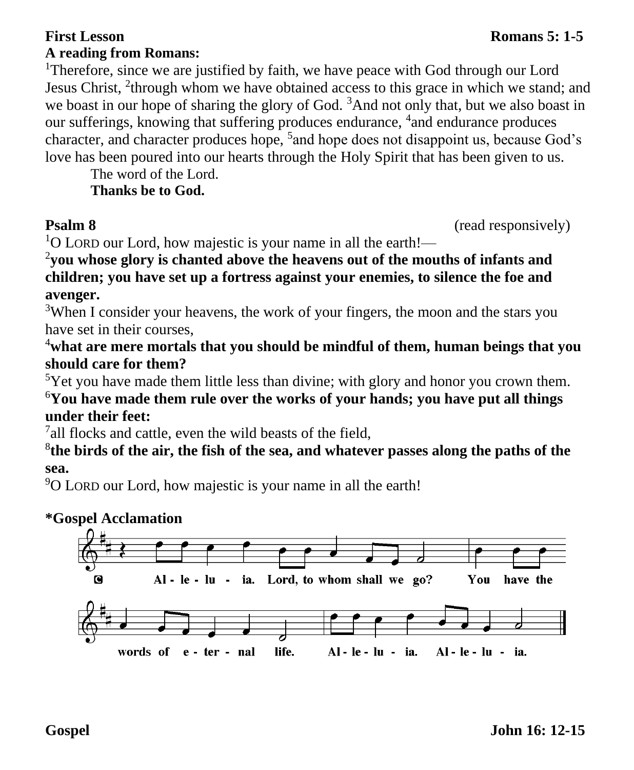**First Lesson** **Romans 5: 1-5**

**A reading from Romans:**

[1]Therefore, since we are justified by faith, we have peace with God through our Lord Jesus Christ, [2]through whom we have obtained access to this grace in which we stand; and we boast in our hope of sharing the glory of God. [3]And not only that, but we also boast in our sufferings, knowing that suffering produces endurance, [4]and endurance produces character, and character produces hope, [5]and hope does not disappoint us, because God's love has been poured into our hearts through the Holy Spirit that has been given to us.

The word of the Lord.

**Thanks be to God.**

**Psalm 8** (read responsively)

[1]O LORD our Lord, how majestic is your name in all the earth!—

[2]**you whose glory is chanted above the heavens out of the mouths of infants and children; you have set up a fortress against your enemies, to silence the foe and avenger.**

[3]When I consider your heavens, the work of your fingers, the moon and the stars you have set in their courses,

[4]**what are mere mortals that you should be mindful of them, human beings that you should care for them?**

[5]Yet you have made them little less than divine; with glory and honor you crown them.

[6]**You have made them rule over the works of your hands; you have put all things under their feet:**

[7]all flocks and cattle, even the wild beasts of the field,

[8]**the birds of the air, the fish of the sea, and whatever passes along the paths of the sea.**

[9]O LORD our Lord, how majestic is your name in all the earth!

**\*Gospel Acclamation**

C Al-le-lu-ia. Lord, to whom shall we go? You have the words of e-ter-nal life. Al-le-lu-ia. Al-le-lu-ia.

**Gospel** **John 16: 12-15**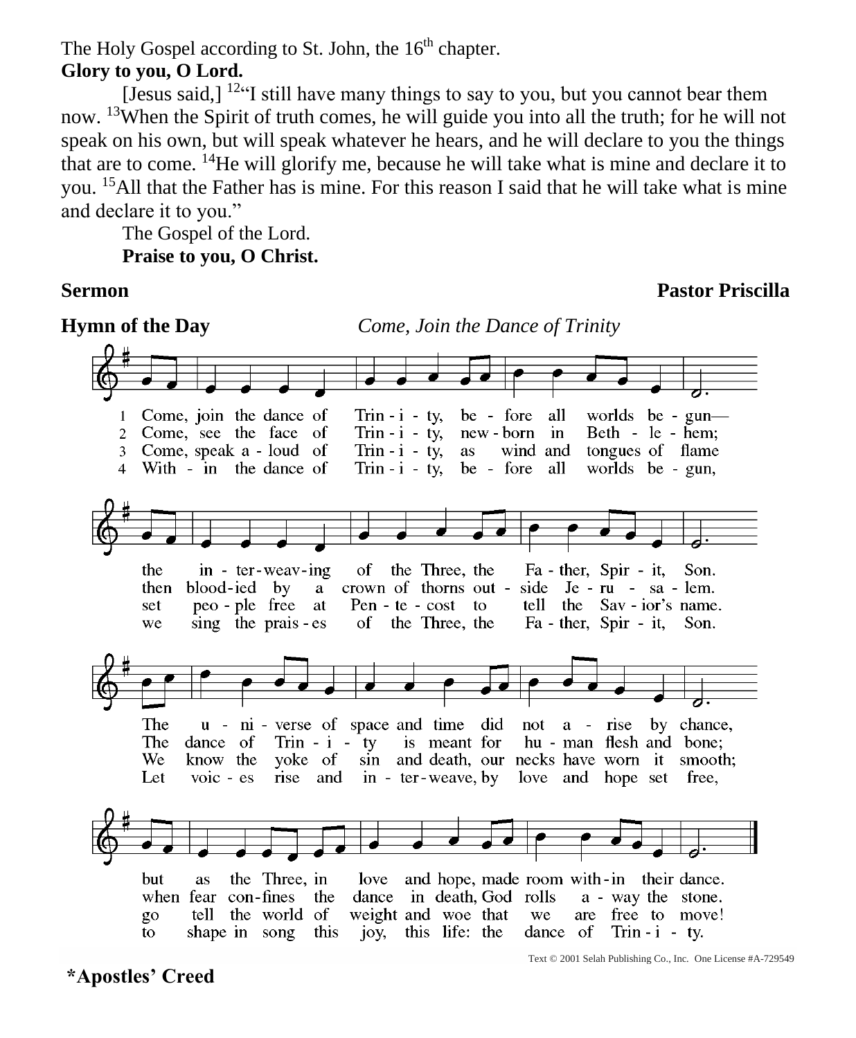The Holy Gospel according to St. John, the 16th chapter.

**Glory to you, O Lord.**

[Jesus said,] [12]"I still have many things to say to you, but you cannot bear them now. [13]When the Spirit of truth comes, he will guide you into all the truth; for he will not speak on his own, but will speak whatever he hears, and he will declare to you the things that are to come. [14]He will glorify me, because he will take what is mine and declare it to you. [15]All that the Father has is mine. For this reason I said that he will take what is mine and declare it to you."

The Gospel of the Lord.

**Praise to you, O Christ.**

**Sermon** **Pastor Priscilla**

**Hymn of the Day** *Come, Join the Dance of Trinity*

1 Come, join the dance of Trinity, before all worlds begun— the interweaving of the Three, the Father, Spirit, Son. The universe of space and time did not arise by chance, but as the Three, in love and hope, made room within their dance.

2 Come, see the face of Trinity, newborn in Bethlehem; then bloodied by a crown of thorns outside Jerusalem. The dance of Trinity is meant for human flesh and bone; when fear confines the dance in death, God rolls away the stone.

3 Come, speak aloud of Trinity, as wind and tongues of flame set people free at Pentecost to tell the Savior's name. We know the yoke of sin and death, our necks have worn it smooth; go tell the world of weight and woe that we are free to move!

4 Within the dance of Trinity, before all worlds begun, we sing the praises of the Three, the Father, Spirit, Son. Let voices rise and interweave, by love and hope set free, to shape in song this joy, this life: the dance of Trinity.

Text © 2001 Selah Publishing Co., Inc. One License #A-729549

**\*Apostles' Creed**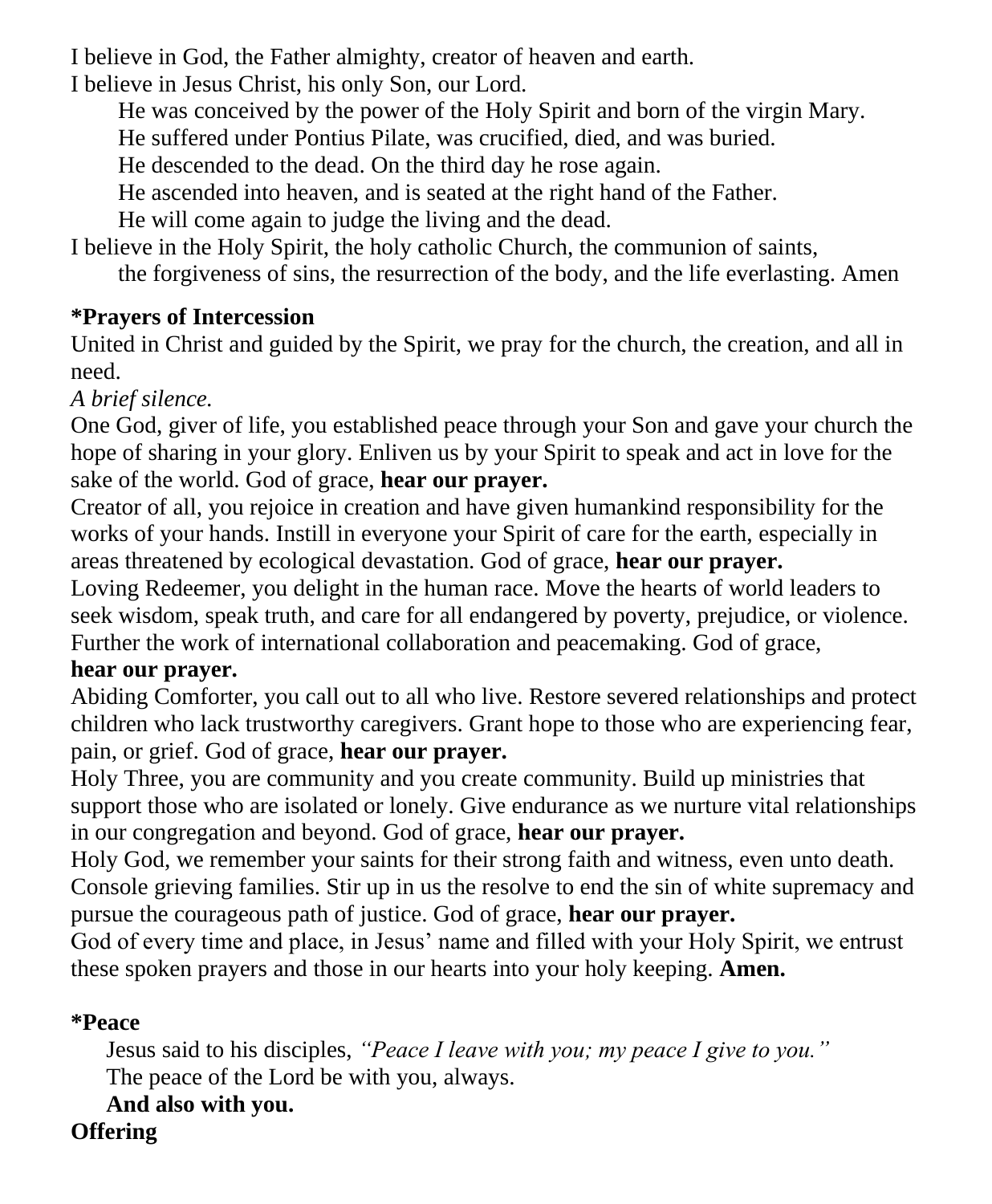I believe in God, the Father almighty, creator of heaven and earth.
I believe in Jesus Christ, his only Son, our Lord.
He was conceived by the power of the Holy Spirit and born of the virgin Mary.
He suffered under Pontius Pilate, was crucified, died, and was buried.
He descended to the dead. On the third day he rose again.
He ascended into heaven, and is seated at the right hand of the Father.
He will come again to judge the living and the dead.
I believe in the Holy Spirit, the holy catholic Church, the communion of saints,
the forgiveness of sins, the resurrection of the body, and the life everlasting. Amen

**\*Prayers of Intercession**

United in Christ and guided by the Spirit, we pray for the church, the creation, and all in need.

*A brief silence.*

One God, giver of life, you established peace through your Son and gave your church the hope of sharing in your glory. Enliven us by your Spirit to speak and act in love for the sake of the world. God of grace, **hear our prayer.**

Creator of all, you rejoice in creation and have given humankind responsibility for the works of your hands. Instill in everyone your Spirit of care for the earth, especially in areas threatened by ecological devastation. God of grace, **hear our prayer.**

Loving Redeemer, you delight in the human race. Move the hearts of world leaders to seek wisdom, speak truth, and care for all endangered by poverty, prejudice, or violence. Further the work of international collaboration and peacemaking. God of grace, **hear our prayer.**

Abiding Comforter, you call out to all who live. Restore severed relationships and protect children who lack trustworthy caregivers. Grant hope to those who are experiencing fear, pain, or grief. God of grace, **hear our prayer.**

Holy Three, you are community and you create community. Build up ministries that support those who are isolated or lonely. Give endurance as we nurture vital relationships in our congregation and beyond. God of grace, **hear our prayer.**

Holy God, we remember your saints for their strong faith and witness, even unto death. Console grieving families. Stir up in us the resolve to end the sin of white supremacy and pursue the courageous path of justice. God of grace, **hear our prayer.**

God of every time and place, in Jesus' name and filled with your Holy Spirit, we entrust these spoken prayers and those in our hearts into your holy keeping. **Amen.**

**\*Peace**

Jesus said to his disciples, *"Peace I leave with you; my peace I give to you."*
The peace of the Lord be with you, always.
**And also with you.**

**Offering**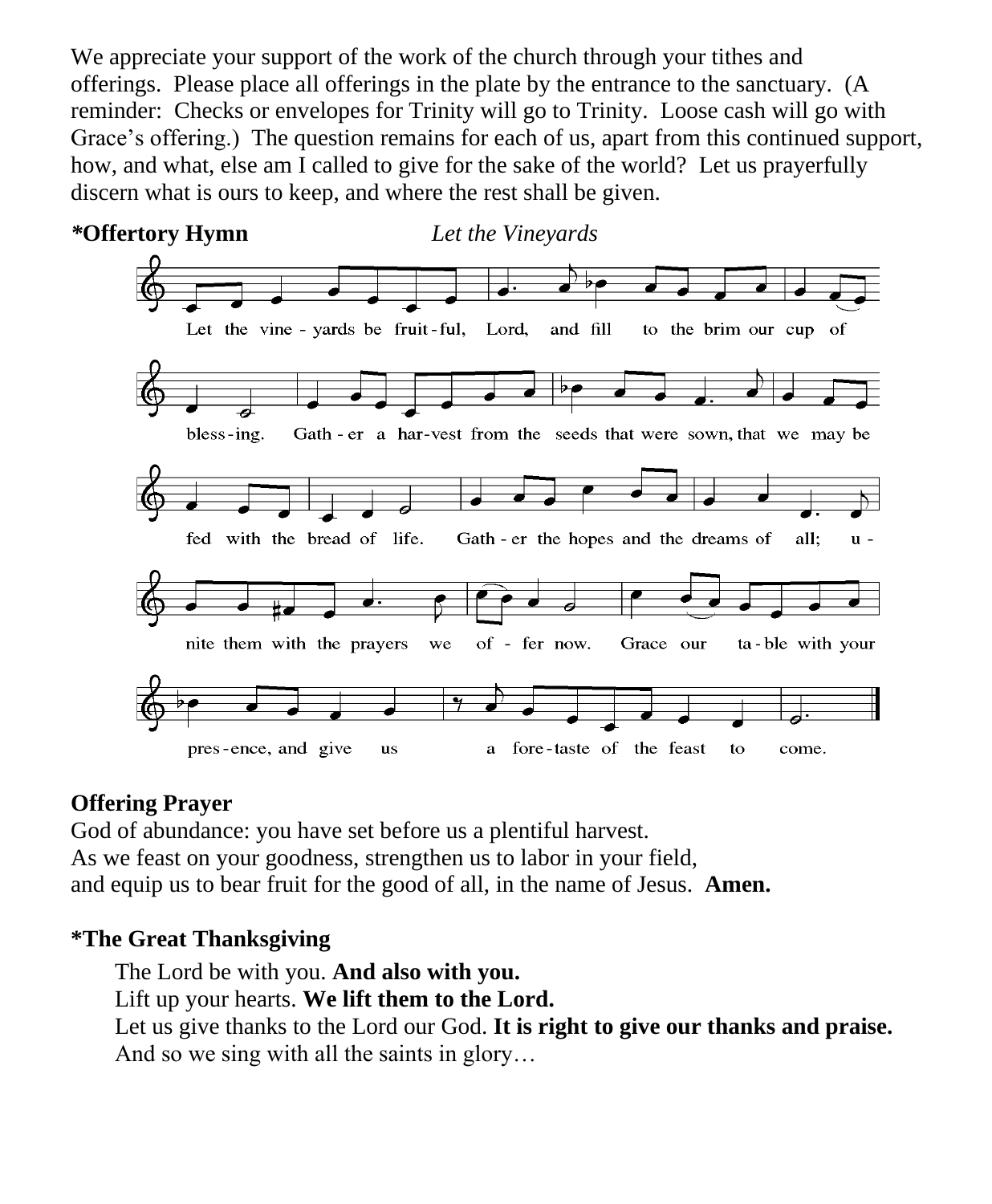We appreciate your support of the work of the church through your tithes and offerings. Please place all offerings in the plate by the entrance to the sanctuary. (A reminder: Checks or envelopes for Trinity will go to Trinity. Loose cash will go with Grace's offering.) The question remains for each of us, apart from this continued support, how, and what, else am I called to give for the sake of the world? Let us prayerfully discern what is ours to keep, and where the rest shall be given.

**\*Offertory Hymn** *Let the Vineyards*

Let the vine - yards be fruit - ful, Lord, and fill to the brim our cup of bless - ing. Gath - er a har - vest from the seeds that were sown, that we may be fed with the bread of life. Gath - er the hopes and the dreams of all; u - nite them with the prayers we of - fer now. Grace our ta - ble with your pres - ence, and give us a fore - taste of the feast to come.

**Offering Prayer**

God of abundance: you have set before us a plentiful harvest.
As we feast on your goodness, strengthen us to labor in your field,
and equip us to bear fruit for the good of all, in the name of Jesus. **Amen.**

**\*The Great Thanksgiving**

The Lord be with you. **And also with you.**
Lift up your hearts. **We lift them to the Lord.**
Let us give thanks to the Lord our God. **It is right to give our thanks and praise.**
And so we sing with all the saints in glory…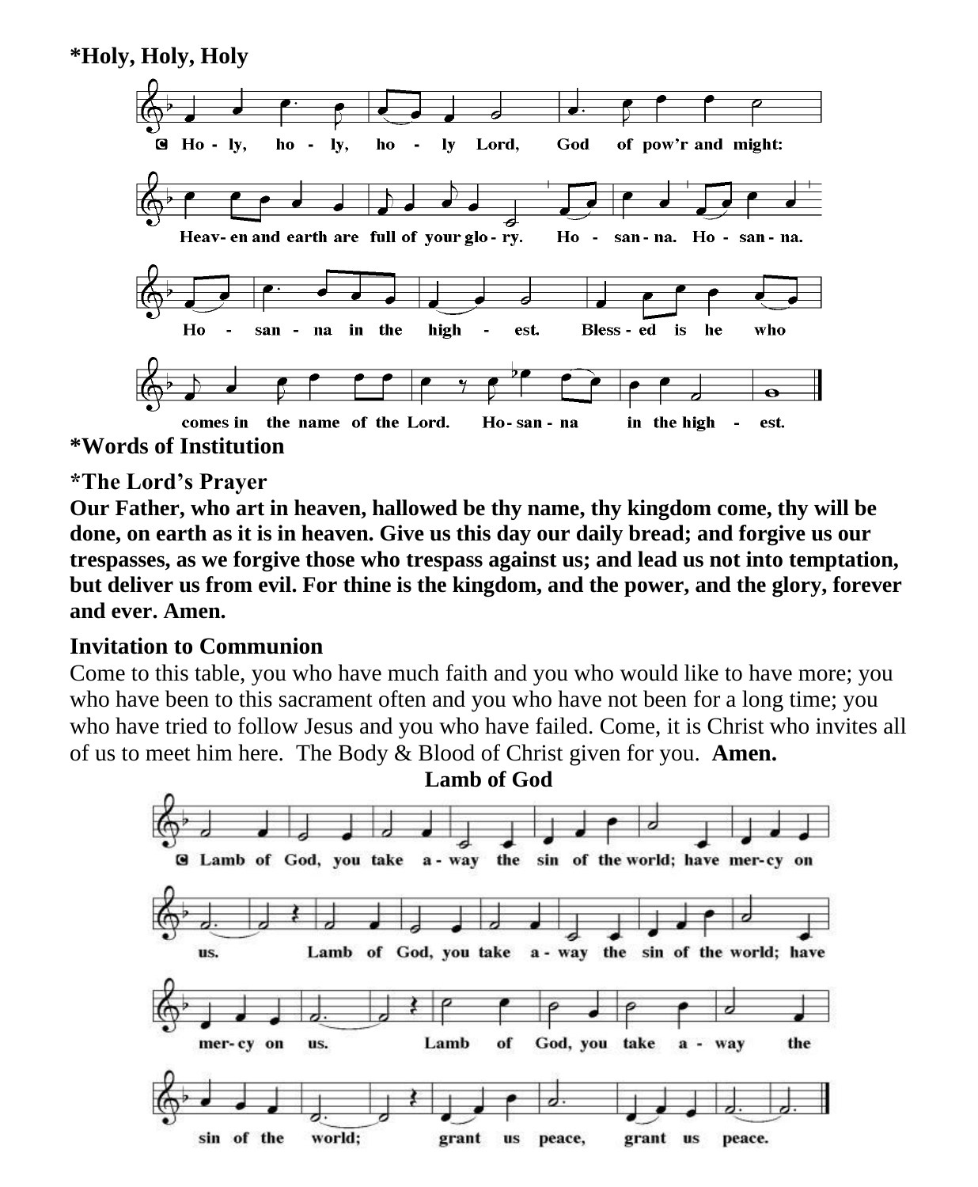**\*Holy, Holy, Holy**

Ho - ly, ho - ly, ho - ly Lord, God of pow'r and might:

Heav- en and earth are full of your glo - ry. Ho - san - na. Ho - san - na.

Ho - san - na in the high - est. Bless - ed is he who

comes in the name of the Lord. Ho- san - na in the high - est.

**\*Words of Institution**

**\*The Lord's Prayer**

**Our Father, who art in heaven, hallowed be thy name, thy kingdom come, thy will be done, on earth as it is in heaven. Give us this day our daily bread; and forgive us our trespasses, as we forgive those who trespass against us; and lead us not into temptation, but deliver us from evil. For thine is the kingdom, and the power, and the glory, forever and ever. Amen.**

**Invitation to Communion**

Come to this table, you who have much faith and you who would like to have more; you who have been to this sacrament often and you who have not been for a long time; you who have tried to follow Jesus and you who have failed. Come, it is Christ who invites all of us to meet him here. The Body & Blood of Christ given for you. **Amen.**

**Lamb of God**

Lamb of God, you take a - way the sin of the world; have mer- cy on us.

Lamb of God, you take a - way the sin of the world; have mer- cy on us.

Lamb of God, you take a - way the sin of the world; grant us peace, grant us peace.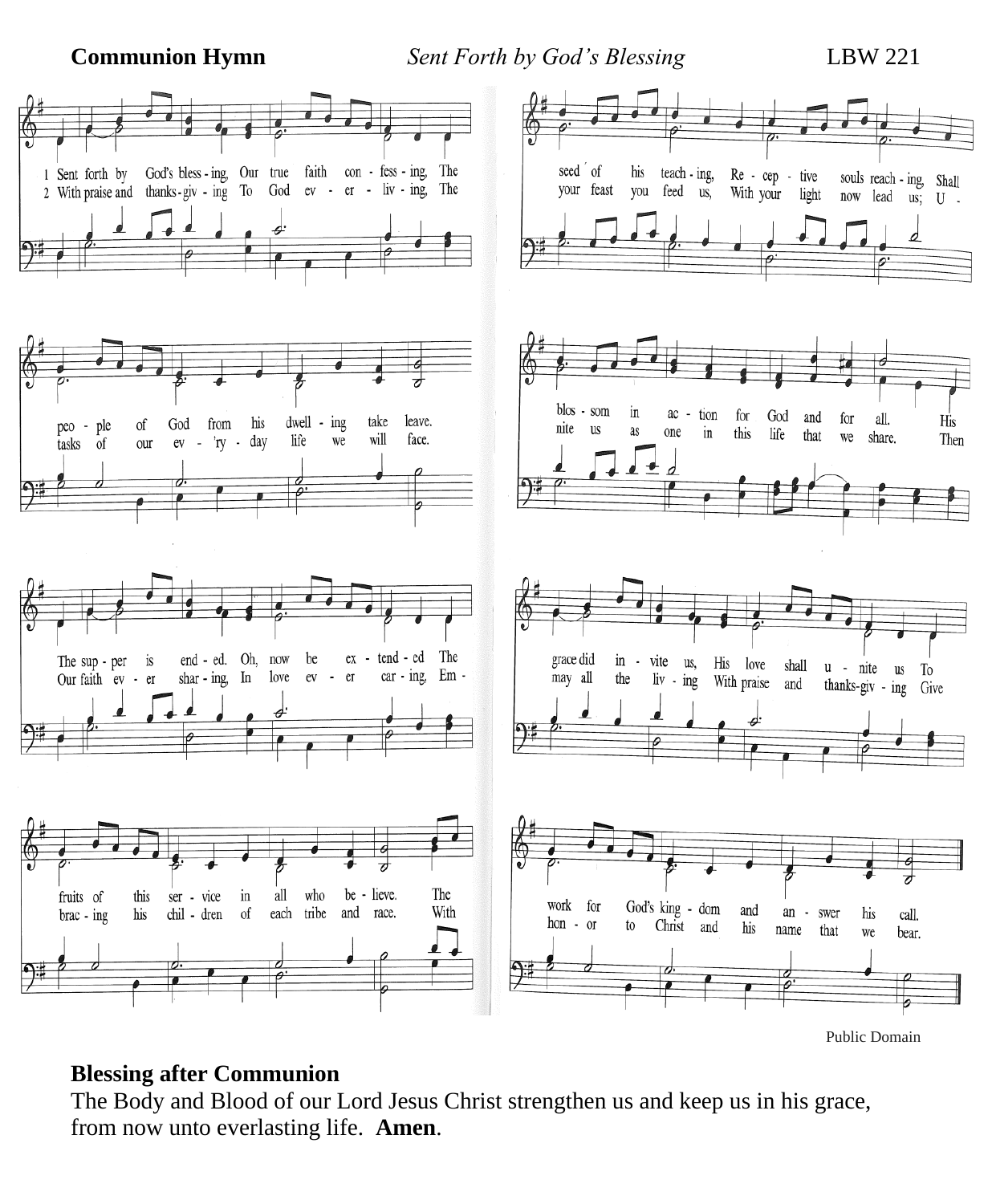**Communion Hymn** *Sent Forth by God's Blessing* LBW 221

1 Sent forth by God's blessing, Our true faith confessing, The people of God from his dwelling take leave. The supper is ended. Oh, now be extended The fruits of this service in all who believe. The seed of his teaching, Receptive souls reaching, Shall blossom in action for God and for all. His grace did invite us, His love shall unite us To work for God's kingdom and answer his call.

2 With praise and thanksgiving To God ever-living, The tasks of our ev'ryday life we will face. Our faith ever sharing, In love ever caring, Embracing his children of each tribe and race. With your feast you feed us, With your light now lead us; Unite us as one in this life that we share. Then may all the living With praise and thanksgiving Give honor to Christ and his name that we bear.

Public Domain

**Blessing after Communion**

The Body and Blood of our Lord Jesus Christ strengthen us and keep us in his grace, from now unto everlasting life. **Amen**.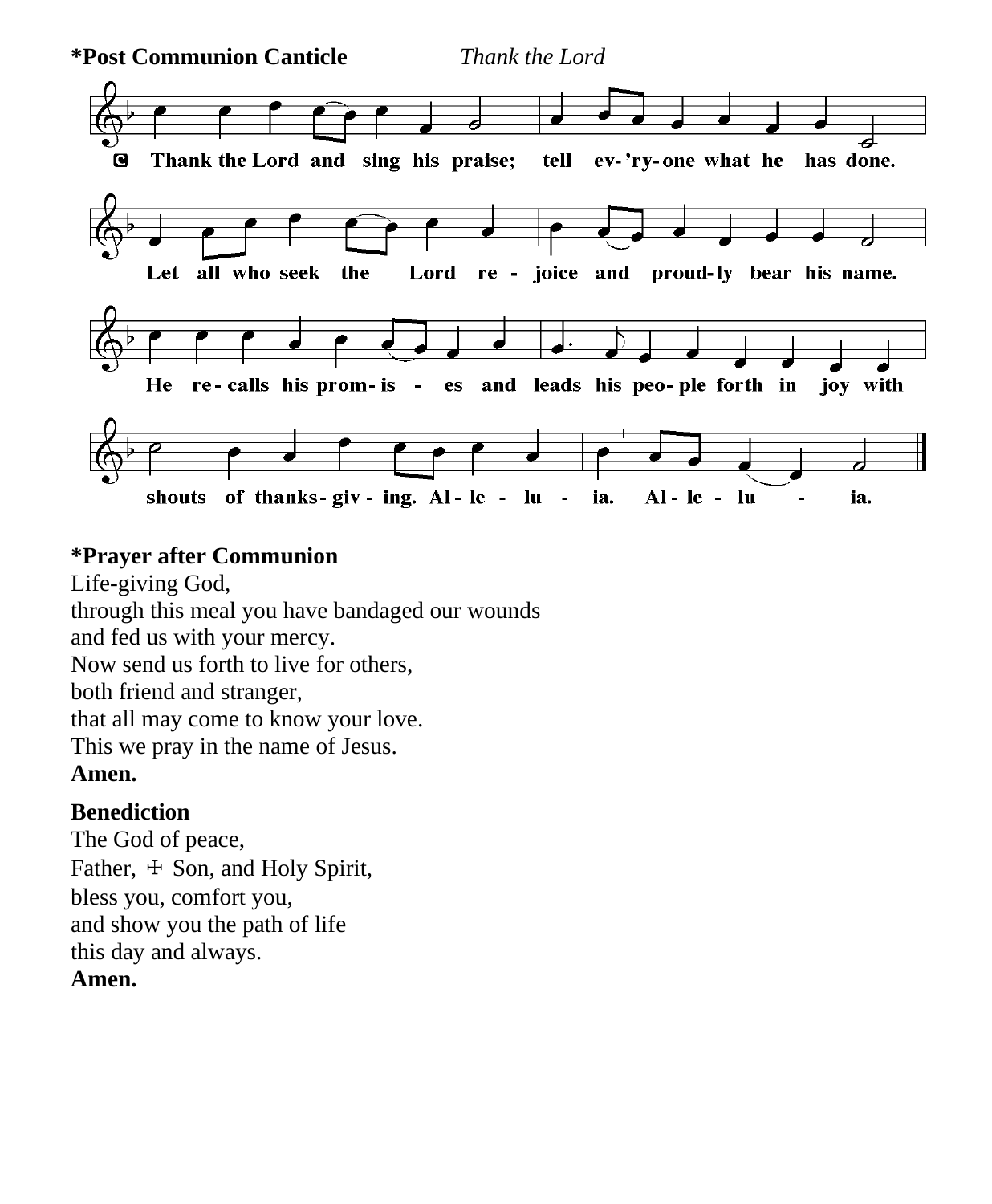**\*Post Communion Canticle** *Thank the Lord*

C Thank the Lord and sing his praise; tell ev-'ry-one what he has done.
Let all who seek the Lord re-joice and proud-ly bear his name.
He re-calls his prom-is-es and leads his peo-ple forth in joy with
shouts of thanks-giv-ing. Al-le-lu-ia. Al-le-lu-ia.

**\*Prayer after Communion**
Life-giving God,
through this meal you have bandaged our wounds
and fed us with your mercy.
Now send us forth to live for others,
both friend and stranger,
that all may come to know your love.
This we pray in the name of Jesus.
**Amen.**

**Benediction**
The God of peace,
Father, ☩ Son, and Holy Spirit,
bless you, comfort you,
and show you the path of life
this day and always.
**Amen.**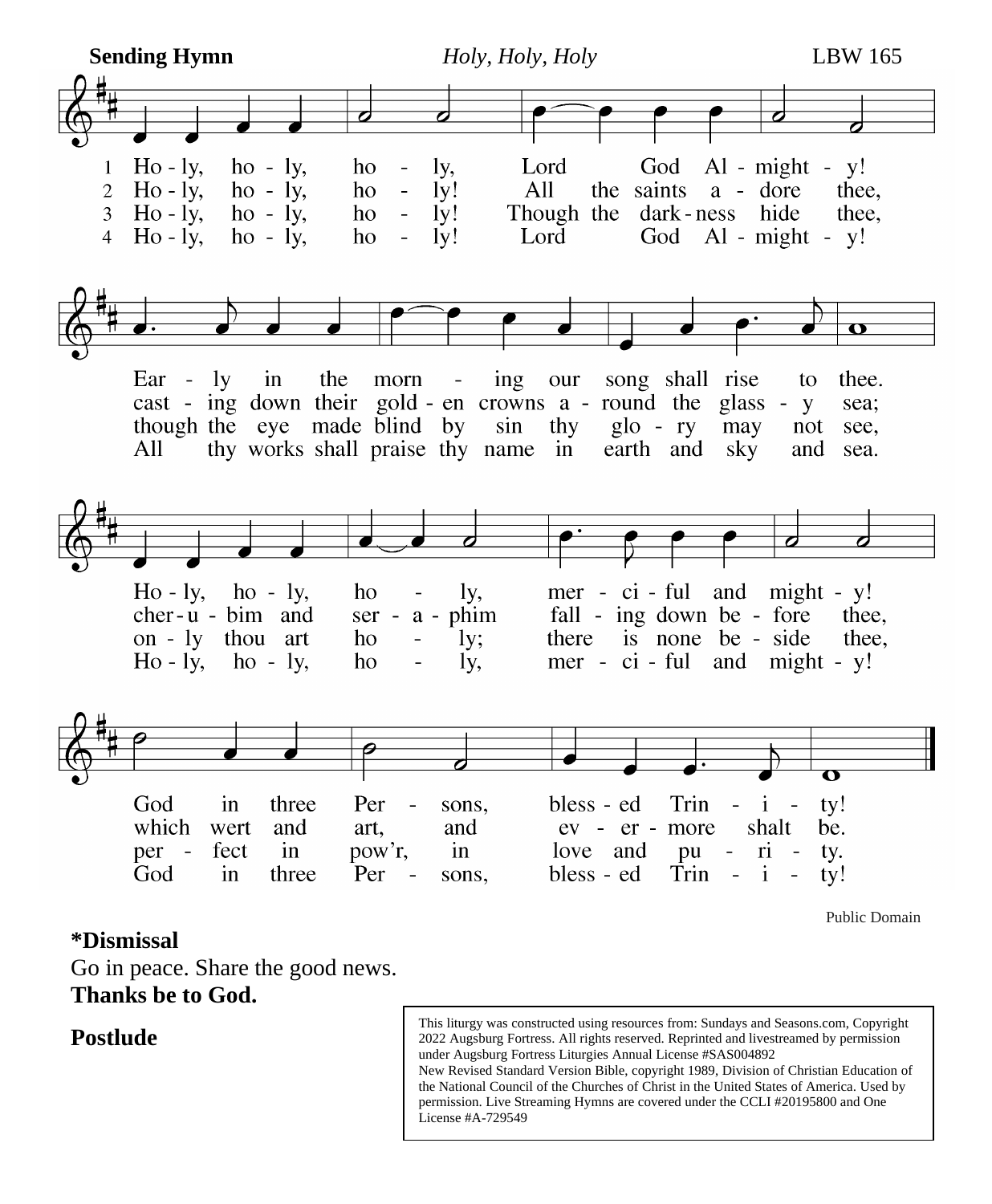**Sending Hymn** *Holy, Holy, Holy* LBW 165

1 Holy, holy, holy, Lord God Almighty! Early in the morning our song shall rise to thee. Holy, holy, holy, merciful and mighty! God in three Persons, blessed Trinity!

2 Holy, holy, holy! All the saints adore thee, casting down their golden crowns around the glassy sea; cherubim and seraphim falling down before thee, which wert and art, and evermore shalt be.

3 Holy, holy, holy! Though the darkness hide thee, though the eye made blind by sin thy glory may not see, only thou art holy; there is none beside thee, perfect in pow'r, in love and purity.

4 Holy, holy, holy! Lord God Almighty! All thy works shall praise thy name in earth and sky and sea. Holy, holy, holy, merciful and mighty! God in three Persons, blessed Trinity!

Public Domain

**\*Dismissal**

Go in peace. Share the good news.

**Thanks be to God.**

**Postlude**

This liturgy was constructed using resources from: Sundays and Seasons.com, Copyright 2022 Augsburg Fortress. All rights reserved. Reprinted and livestreamed by permission under Augsburg Fortress Liturgies Annual License #SAS004892
New Revised Standard Version Bible, copyright 1989, Division of Christian Education of the National Council of the Churches of Christ in the United States of America. Used by permission. Live Streaming Hymns are covered under the CCLI #20195800 and One License #A-729549